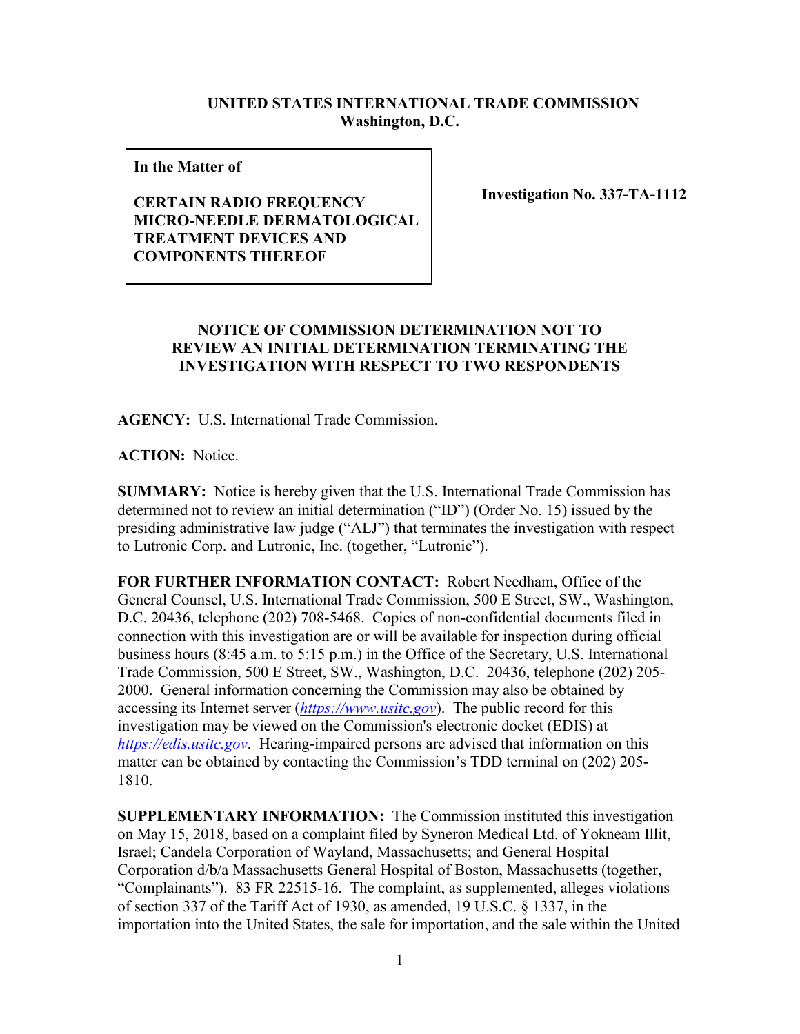**UNITED STATES INTERNATIONAL TRADE COMMISSION**
**Washington, D.C.**

| In the Matter of<br><br>**CERTAIN RADIO FREQUENCY MICRO-NEEDLE DERMATOLOGICAL TREATMENT DEVICES AND COMPONENTS THEREOF** | **Investigation No. 337-TA-1112** |
|---|---|

**NOTICE OF COMMISSION DETERMINATION NOT TO REVIEW AN INITIAL DETERMINATION TERMINATING THE INVESTIGATION WITH RESPECT TO TWO RESPONDENTS**

**AGENCY:** U.S. International Trade Commission.

**ACTION:** Notice.

**SUMMARY:** Notice is hereby given that the U.S. International Trade Commission has determined not to review an initial determination ("ID") (Order No. 15) issued by the presiding administrative law judge ("ALJ") that terminates the investigation with respect to Lutronic Corp. and Lutronic, Inc. (together, "Lutronic").

**FOR FURTHER INFORMATION CONTACT:** Robert Needham, Office of the General Counsel, U.S. International Trade Commission, 500 E Street, SW., Washington, D.C. 20436, telephone (202) 708-5468. Copies of non-confidential documents filed in connection with this investigation are or will be available for inspection during official business hours (8:45 a.m. to 5:15 p.m.) in the Office of the Secretary, U.S. International Trade Commission, 500 E Street, SW., Washington, D.C. 20436, telephone (202) 205-2000. General information concerning the Commission may also be obtained by accessing its Internet server (*https://www.usitc.gov*). The public record for this investigation may be viewed on the Commission's electronic docket (EDIS) at *https://edis.usitc.gov*. Hearing-impaired persons are advised that information on this matter can be obtained by contacting the Commission's TDD terminal on (202) 205-1810.

**SUPPLEMENTARY INFORMATION:** The Commission instituted this investigation on May 15, 2018, based on a complaint filed by Syneron Medical Ltd. of Yokneam Illit, Israel; Candela Corporation of Wayland, Massachusetts; and General Hospital Corporation d/b/a Massachusetts General Hospital of Boston, Massachusetts (together, "Complainants"). 83 FR 22515-16. The complaint, as supplemented, alleges violations of section 337 of the Tariff Act of 1930, as amended, 19 U.S.C. § 1337, in the importation into the United States, the sale for importation, and the sale within the United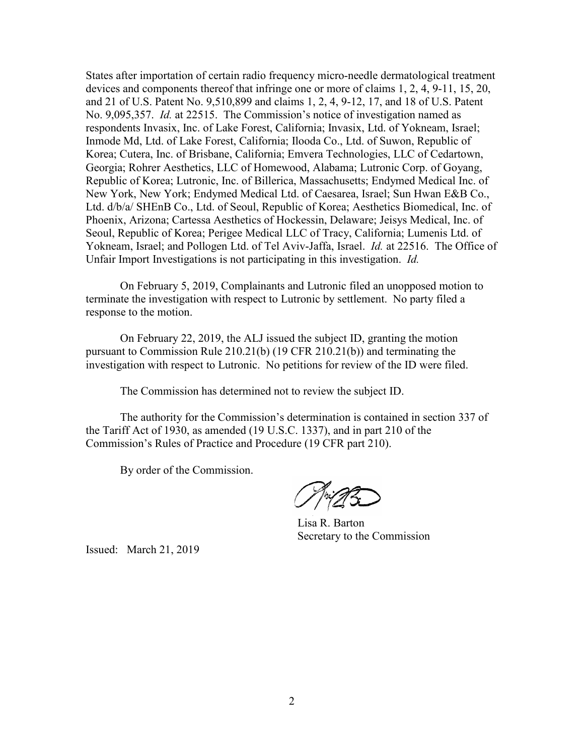States after importation of certain radio frequency micro-needle dermatological treatment devices and components thereof that infringe one or more of claims 1, 2, 4, 9-11, 15, 20, and 21 of U.S. Patent No. 9,510,899 and claims 1, 2, 4, 9-12, 17, and 18 of U.S. Patent No. 9,095,357. *Id.* at 22515. The Commission's notice of investigation named as respondents Invasix, Inc. of Lake Forest, California; Invasix, Ltd. of Yokneam, Israel; Inmode Md, Ltd. of Lake Forest, California; Ilooda Co., Ltd. of Suwon, Republic of Korea; Cutera, Inc. of Brisbane, California; Emvera Technologies, LLC of Cedartown, Georgia; Rohrer Aesthetics, LLC of Homewood, Alabama; Lutronic Corp. of Goyang, Republic of Korea; Lutronic, Inc. of Billerica, Massachusetts; Endymed Medical Inc. of New York, New York; Endymed Medical Ltd. of Caesarea, Israel; Sun Hwan E&B Co., Ltd. d/b/a/ SHEnB Co., Ltd. of Seoul, Republic of Korea; Aesthetics Biomedical, Inc. of Phoenix, Arizona; Cartessa Aesthetics of Hockessin, Delaware; Jeisys Medical, Inc. of Seoul, Republic of Korea; Perigee Medical LLC of Tracy, California; Lumenis Ltd. of Yokneam, Israel; and Pollogen Ltd. of Tel Aviv-Jaffa, Israel. *Id.* at 22516. The Office of Unfair Import Investigations is not participating in this investigation. *Id.*

On February 5, 2019, Complainants and Lutronic filed an unopposed motion to terminate the investigation with respect to Lutronic by settlement. No party filed a response to the motion.

On February 22, 2019, the ALJ issued the subject ID, granting the motion pursuant to Commission Rule 210.21(b) (19 CFR 210.21(b)) and terminating the investigation with respect to Lutronic. No petitions for review of the ID were filed.

The Commission has determined not to review the subject ID.

The authority for the Commission's determination is contained in section 337 of the Tariff Act of 1930, as amended (19 U.S.C. 1337), and in part 210 of the Commission's Rules of Practice and Procedure (19 CFR part 210).

By order of the Commission.

Lisa R. Barton
Secretary to the Commission

Issued: March 21, 2019